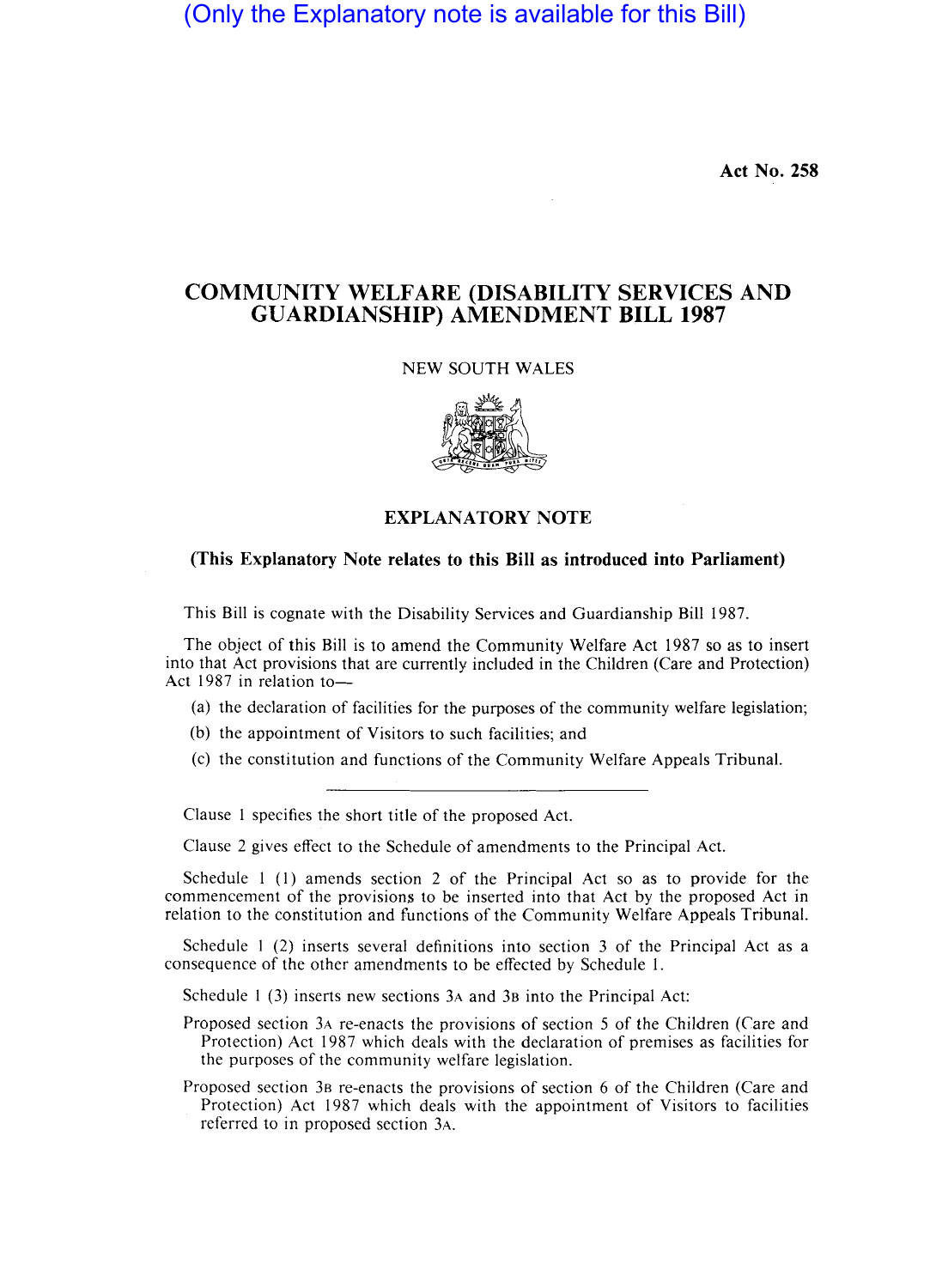(Only the Explanatory note is available for this Bill)

**Act No. 258**

# COMMUNITY WELFARE (DISABILITY SERVICES AND GUARDIANSHIP) AMENDMENT BILL 1987

NEW SOUTH WALES

## EXPLANATORY NOTE

**(This Explanatory Note relates to this Bill as introduced into Parliament)**

This Bill is cognate with the Disability Services and Guardianship Bill 1987.

The object of this Bill is to amend the Community Welfare Act 1987 so as to insert into that Act provisions that are currently included in the Children (Care and Protection) Act 1987 in relation to—

(a) the declaration of facilities for the purposes of the community welfare legislation;

(b) the appointment of Visitors to such facilities; and

(c) the constitution and functions of the Community Welfare Appeals Tribunal.

---

Clause 1 specifies the short title of the proposed Act.

Clause 2 gives effect to the Schedule of amendments to the Principal Act.

Schedule 1 (1) amends section 2 of the Principal Act so as to provide for the commencement of the provisions to be inserted into that Act by the proposed Act in relation to the constitution and functions of the Community Welfare Appeals Tribunal.

Schedule 1 (2) inserts several definitions into section 3 of the Principal Act as a consequence of the other amendments to be effected by Schedule 1.

Schedule 1 (3) inserts new sections 3A and 3B into the Principal Act:

Proposed section 3A re-enacts the provisions of section 5 of the Children (Care and Protection) Act 1987 which deals with the declaration of premises as facilities for the purposes of the community welfare legislation.

Proposed section 3B re-enacts the provisions of section 6 of the Children (Care and Protection) Act 1987 which deals with the appointment of Visitors to facilities referred to in proposed section 3A.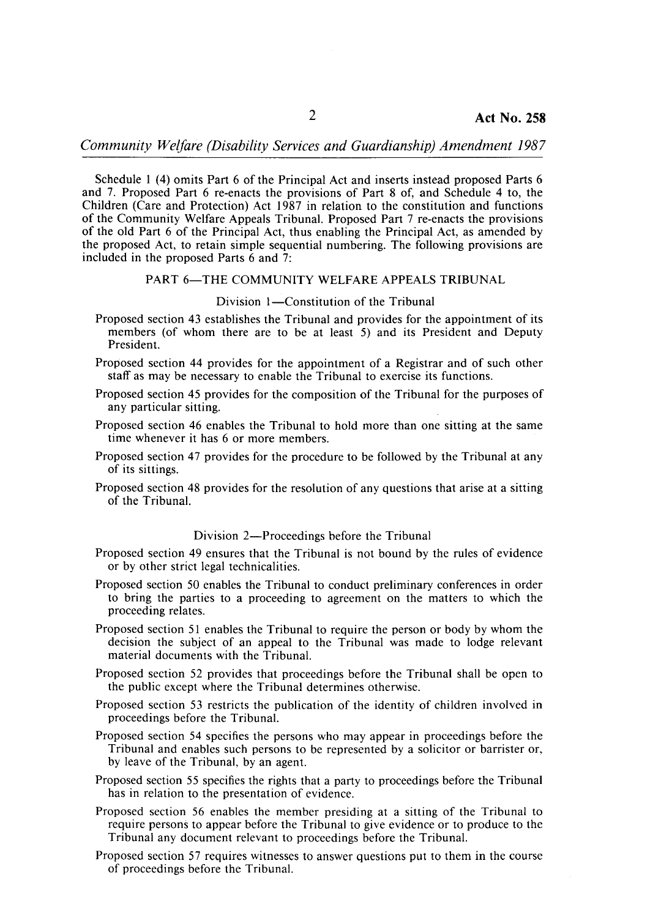Schedule 1 (4) omits Part 6 of the Principal Act and inserts instead proposed Parts 6 and 7. Proposed Part 6 re-enacts the provisions of Part 8 of, and Schedule 4 to, the Children (Care and Protection) Act 1987 in relation to the constitution and functions of the Community Welfare Appeals Tribunal. Proposed Part 7 re-enacts the provisions of the old Part 6 of the Principal Act, thus enabling the Principal Act, as amended by the proposed Act, to retain simple sequential numbering. The following provisions are included in the proposed Parts 6 and 7:

## PART 6—THE COMMUNITY WELFARE APPEALS TRIBUNAL

### Division 1—Constitution of the Tribunal

Proposed section 43 establishes the Tribunal and provides for the appointment of its members (of whom there are to be at least 5) and its President and Deputy President.

Proposed section 44 provides for the appointment of a Registrar and of such other staff as may be necessary to enable the Tribunal to exercise its functions.

Proposed section 45 provides for the composition of the Tribunal for the purposes of any particular sitting.

Proposed section 46 enables the Tribunal to hold more than one sitting at the same time whenever it has 6 or more members.

Proposed section 47 provides for the procedure to be followed by the Tribunal at any of its sittings.

Proposed section 48 provides for the resolution of any questions that arise at a sitting of the Tribunal.

### Division 2—Proceedings before the Tribunal

Proposed section 49 ensures that the Tribunal is not bound by the rules of evidence or by other strict legal technicalities.

Proposed section 50 enables the Tribunal to conduct preliminary conferences in order to bring the parties to a proceeding to agreement on the matters to which the proceeding relates.

Proposed section 51 enables the Tribunal to require the person or body by whom the decision the subject of an appeal to the Tribunal was made to lodge relevant material documents with the Tribunal.

Proposed section 52 provides that proceedings before the Tribunal shall be open to the public except where the Tribunal determines otherwise.

Proposed section 53 restricts the publication of the identity of children involved in proceedings before the Tribunal.

Proposed section 54 specifies the persons who may appear in proceedings before the Tribunal and enables such persons to be represented by a solicitor or barrister or, by leave of the Tribunal, by an agent.

Proposed section 55 specifies the rights that a party to proceedings before the Tribunal has in relation to the presentation of evidence.

Proposed section 56 enables the member presiding at a sitting of the Tribunal to require persons to appear before the Tribunal to give evidence or to produce to the Tribunal any document relevant to proceedings before the Tribunal.

Proposed section 57 requires witnesses to answer questions put to them in the course of proceedings before the Tribunal.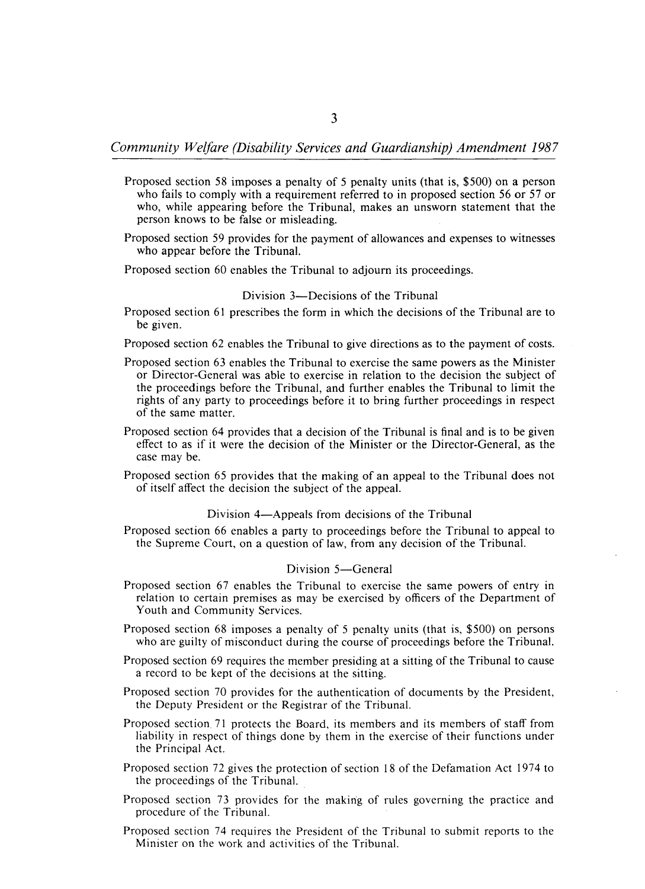Proposed section 58 imposes a penalty of 5 penalty units (that is, $500) on a person who fails to comply with a requirement referred to in proposed section 56 or 57 or who, while appearing before the Tribunal, makes an unsworn statement that the person knows to be false or misleading.

Proposed section 59 provides for the payment of allowances and expenses to witnesses who appear before the Tribunal.

Proposed section 60 enables the Tribunal to adjourn its proceedings.

### Division 3—Decisions of the Tribunal

Proposed section 61 prescribes the form in which the decisions of the Tribunal are to be given.

Proposed section 62 enables the Tribunal to give directions as to the payment of costs.

Proposed section 63 enables the Tribunal to exercise the same powers as the Minister or Director-General was able to exercise in relation to the decision the subject of the proceedings before the Tribunal, and further enables the Tribunal to limit the rights of any party to proceedings before it to bring further proceedings in respect of the same matter.

Proposed section 64 provides that a decision of the Tribunal is final and is to be given effect to as if it were the decision of the Minister or the Director-General, as the case may be.

Proposed section 65 provides that the making of an appeal to the Tribunal does not of itself affect the decision the subject of the appeal.

### Division 4—Appeals from decisions of the Tribunal

Proposed section 66 enables a party to proceedings before the Tribunal to appeal to the Supreme Court, on a question of law, from any decision of the Tribunal.

### Division 5—General

Proposed section 67 enables the Tribunal to exercise the same powers of entry in relation to certain premises as may be exercised by officers of the Department of Youth and Community Services.

Proposed section 68 imposes a penalty of 5 penalty units (that is, $500) on persons who are guilty of misconduct during the course of proceedings before the Tribunal.

Proposed section 69 requires the member presiding at a sitting of the Tribunal to cause a record to be kept of the decisions at the sitting.

Proposed section 70 provides for the authentication of documents by the President, the Deputy President or the Registrar of the Tribunal.

Proposed section 71 protects the Board, its members and its members of staff from liability in respect of things done by them in the exercise of their functions under the Principal Act.

Proposed section 72 gives the protection of section 18 of the Defamation Act 1974 to the proceedings of the Tribunal.

Proposed section 73 provides for the making of rules governing the practice and procedure of the Tribunal.

Proposed section 74 requires the President of the Tribunal to submit reports to the Minister on the work and activities of the Tribunal.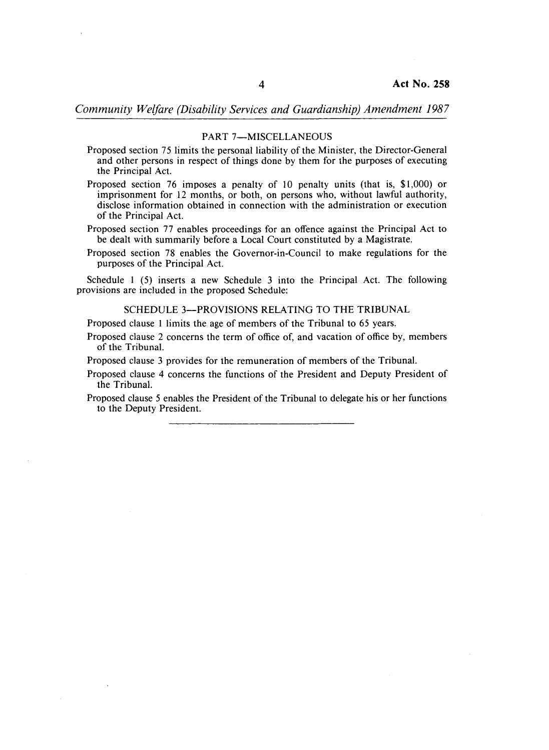## PART 7—MISCELLANEOUS

Proposed section 75 limits the personal liability of the Minister, the Director-General and other persons in respect of things done by them for the purposes of executing the Principal Act.

Proposed section 76 imposes a penalty of 10 penalty units (that is, $1,000) or imprisonment for 12 months, or both, on persons who, without lawful authority, disclose information obtained in connection with the administration or execution of the Principal Act.

Proposed section 77 enables proceedings for an offence against the Principal Act to be dealt with summarily before a Local Court constituted by a Magistrate.

Proposed section 78 enables the Governor-in-Council to make regulations for the purposes of the Principal Act.

Schedule 1 (5) inserts a new Schedule 3 into the Principal Act. The following provisions are included in the proposed Schedule:

## SCHEDULE 3—PROVISIONS RELATING TO THE TRIBUNAL

Proposed clause 1 limits the age of members of the Tribunal to 65 years.

Proposed clause 2 concerns the term of office of, and vacation of office by, members of the Tribunal.

Proposed clause 3 provides for the remuneration of members of the Tribunal.

Proposed clause 4 concerns the functions of the President and Deputy President of the Tribunal.

Proposed clause 5 enables the President of the Tribunal to delegate his or her functions to the Deputy President.